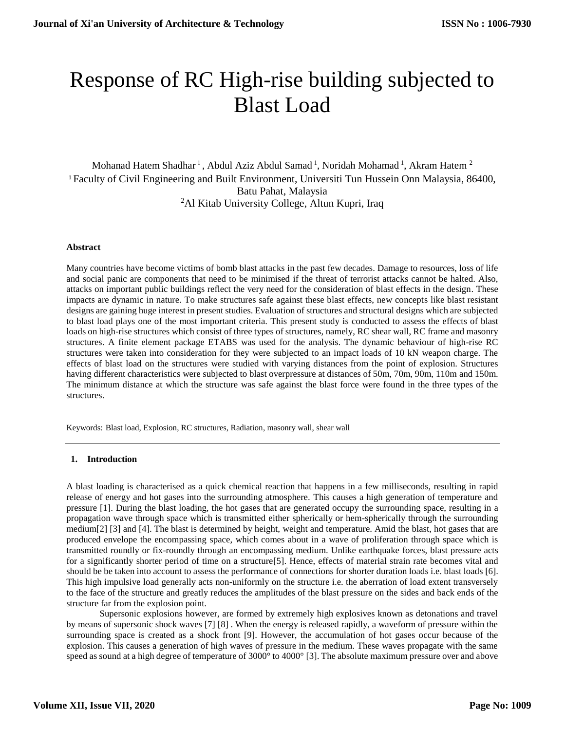# Response of RC High-rise building subjected to Blast Load

Mohanad Hatem Shadhar [1], Abdul Aziz Abdul Samad [1], Noridah Mohamad [1], Akram Hatem [2]

[1] Faculty of Civil Engineering and Built Environment, Universiti Tun Hussein Onn Malaysia, 86400, Batu Pahat, Malaysia

[2] Al Kitab University College, Altun Kupri, Iraq

**Abstract**

Many countries have become victims of bomb blast attacks in the past few decades. Damage to resources, loss of life and social panic are components that need to be minimised if the threat of terrorist attacks cannot be halted. Also, attacks on important public buildings reflect the very need for the consideration of blast effects in the design. These impacts are dynamic in nature. To make structures safe against these blast effects, new concepts like blast resistant designs are gaining huge interest in present studies. Evaluation of structures and structural designs which are subjected to blast load plays one of the most important criteria. This present study is conducted to assess the effects of blast loads on high-rise structures which consist of three types of structures, namely, RC shear wall, RC frame and masonry structures. A finite element package ETABS was used for the analysis. The dynamic behaviour of high-rise RC structures were taken into consideration for they were subjected to an impact loads of 10 kN weapon charge. The effects of blast load on the structures were studied with varying distances from the point of explosion. Structures having different characteristics were subjected to blast overpressure at distances of 50m, 70m, 90m, 110m and 150m. The minimum distance at which the structure was safe against the blast force were found in the three types of the structures.

Keywords: Blast load, Explosion, RC structures, Radiation, masonry wall, shear wall

## 1. Introduction

A blast loading is characterised as a quick chemical reaction that happens in a few milliseconds, resulting in rapid release of energy and hot gases into the surrounding atmosphere. This causes a high generation of temperature and pressure [1]. During the blast loading, the hot gases that are generated occupy the surrounding space, resulting in a propagation wave through space which is transmitted either spherically or hem-spherically through the surrounding medium[2] [3] and [4]. The blast is determined by height, weight and temperature. Amid the blast, hot gases that are produced envelope the encompassing space, which comes about in a wave of proliferation through space which is transmitted roundly or fix-roundly through an encompassing medium. Unlike earthquake forces, blast pressure acts for a significantly shorter period of time on a structure[5]. Hence, effects of material strain rate becomes vital and should be be taken into account to assess the performance of connections for shorter duration loads i.e. blast loads [6]. This high impulsive load generally acts non-uniformly on the structure i.e. the aberration of load extent transversely to the face of the structure and greatly reduces the amplitudes of the blast pressure on the sides and back ends of the structure far from the explosion point.

Supersonic explosions however, are formed by extremely high explosives known as detonations and travel by means of supersonic shock waves [7] [8] . When the energy is released rapidly, a waveform of pressure within the surrounding space is created as a shock front [9]. However, the accumulation of hot gases occur because of the explosion. This causes a generation of high waves of pressure in the medium. These waves propagate with the same speed as sound at a high degree of temperature of 3000° to 4000° [3]. The absolute maximum pressure over and above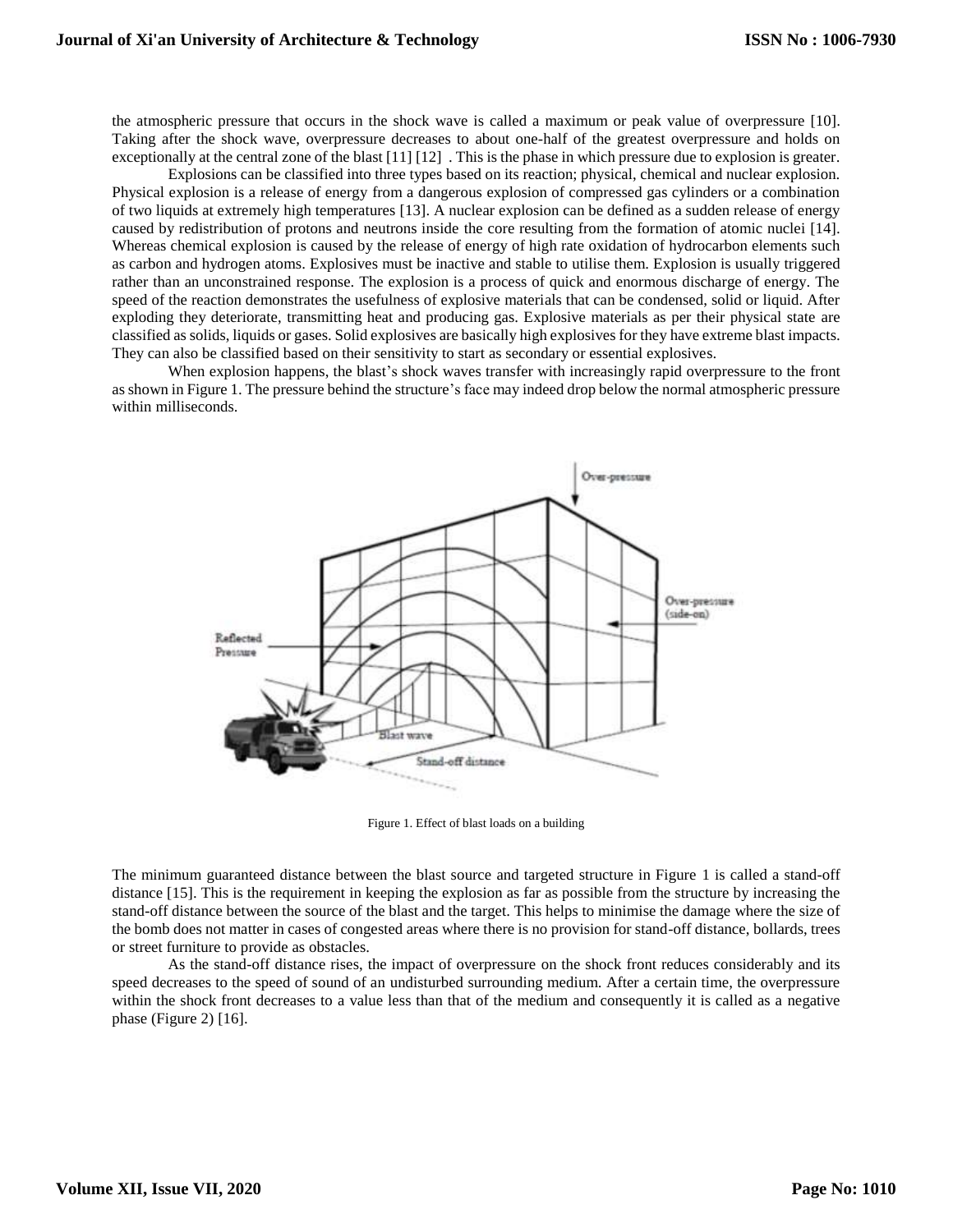the atmospheric pressure that occurs in the shock wave is called a maximum or peak value of overpressure [10]. Taking after the shock wave, overpressure decreases to about one-half of the greatest overpressure and holds on exceptionally at the central zone of the blast [11] [12] . This is the phase in which pressure due to explosion is greater.

Explosions can be classified into three types based on its reaction; physical, chemical and nuclear explosion. Physical explosion is a release of energy from a dangerous explosion of compressed gas cylinders or a combination of two liquids at extremely high temperatures [13]. A nuclear explosion can be defined as a sudden release of energy caused by redistribution of protons and neutrons inside the core resulting from the formation of atomic nuclei [14]. Whereas chemical explosion is caused by the release of energy of high rate oxidation of hydrocarbon elements such as carbon and hydrogen atoms. Explosives must be inactive and stable to utilise them. Explosion is usually triggered rather than an unconstrained response. The explosion is a process of quick and enormous discharge of energy. The speed of the reaction demonstrates the usefulness of explosive materials that can be condensed, solid or liquid. After exploding they deteriorate, transmitting heat and producing gas. Explosive materials as per their physical state are classified as solids, liquids or gases. Solid explosives are basically high explosives for they have extreme blast impacts. They can also be classified based on their sensitivity to start as secondary or essential explosives.

When explosion happens, the blast's shock waves transfer with increasingly rapid overpressure to the front as shown in Figure 1. The pressure behind the structure's face may indeed drop below the normal atmospheric pressure within milliseconds.

Figure 1. Effect of blast loads on a building

The minimum guaranteed distance between the blast source and targeted structure in Figure 1 is called a stand-off distance [15]. This is the requirement in keeping the explosion as far as possible from the structure by increasing the stand-off distance between the source of the blast and the target. This helps to minimise the damage where the size of the bomb does not matter in cases of congested areas where there is no provision for stand-off distance, bollards, trees or street furniture to provide as obstacles.

As the stand-off distance rises, the impact of overpressure on the shock front reduces considerably and its speed decreases to the speed of sound of an undisturbed surrounding medium. After a certain time, the overpressure within the shock front decreases to a value less than that of the medium and consequently it is called as a negative phase (Figure 2) [16].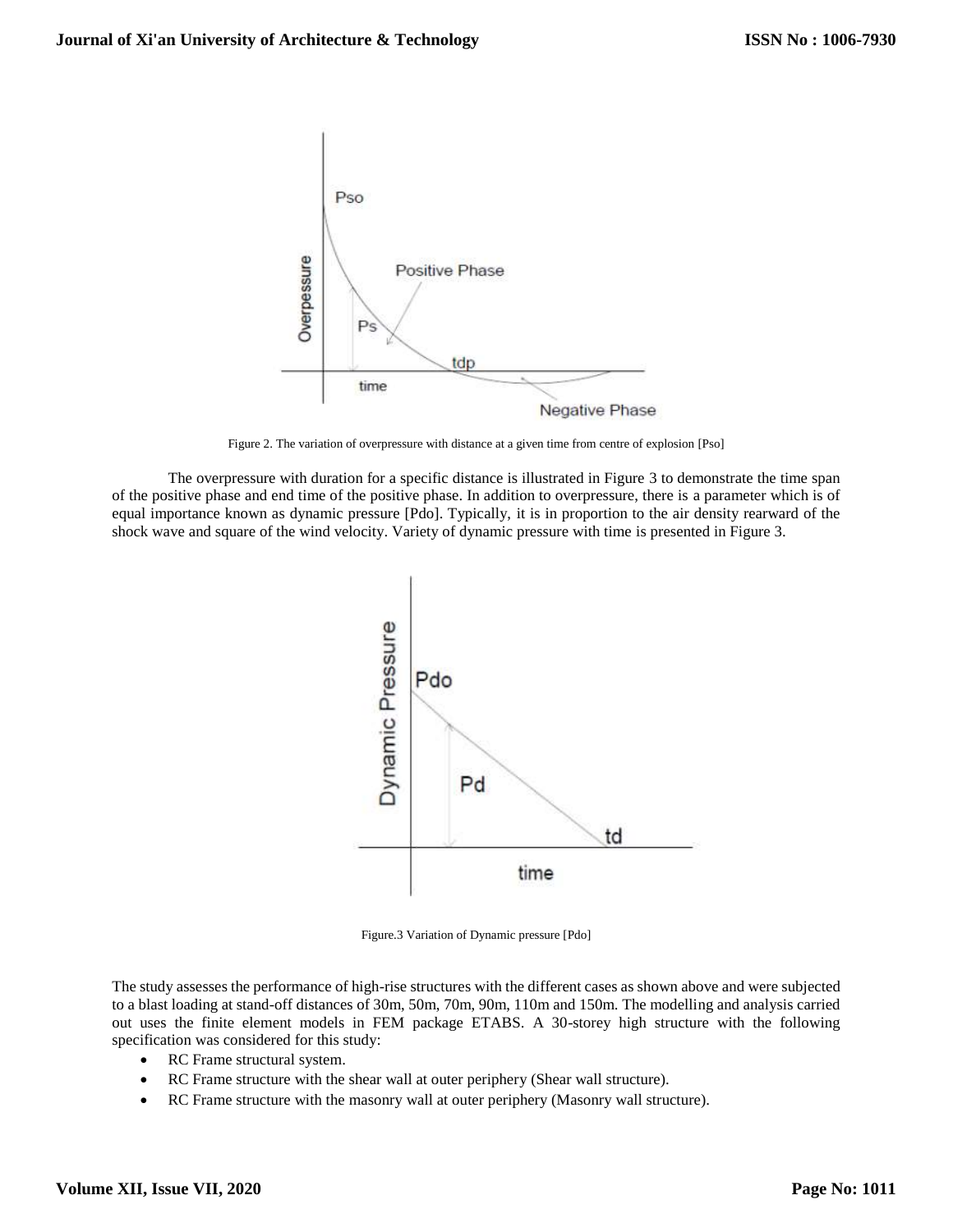Figure 2. The variation of overpressure with distance at a given time from centre of explosion [Pso]

The overpressure with duration for a specific distance is illustrated in Figure 3 to demonstrate the time span of the positive phase and end time of the positive phase. In addition to overpressure, there is a parameter which is of equal importance known as dynamic pressure [Pdo]. Typically, it is in proportion to the air density rearward of the shock wave and square of the wind velocity. Variety of dynamic pressure with time is presented in Figure 3.

Figure.3 Variation of Dynamic pressure [Pdo]

The study assesses the performance of high-rise structures with the different cases as shown above and were subjected to a blast loading at stand-off distances of 30m, 50m, 70m, 90m, 110m and 150m. The modelling and analysis carried out uses the finite element models in FEM package ETABS. A 30-storey high structure with the following specification was considered for this study:

- RC Frame structural system.
- RC Frame structure with the shear wall at outer periphery (Shear wall structure).
- RC Frame structure with the masonry wall at outer periphery (Masonry wall structure).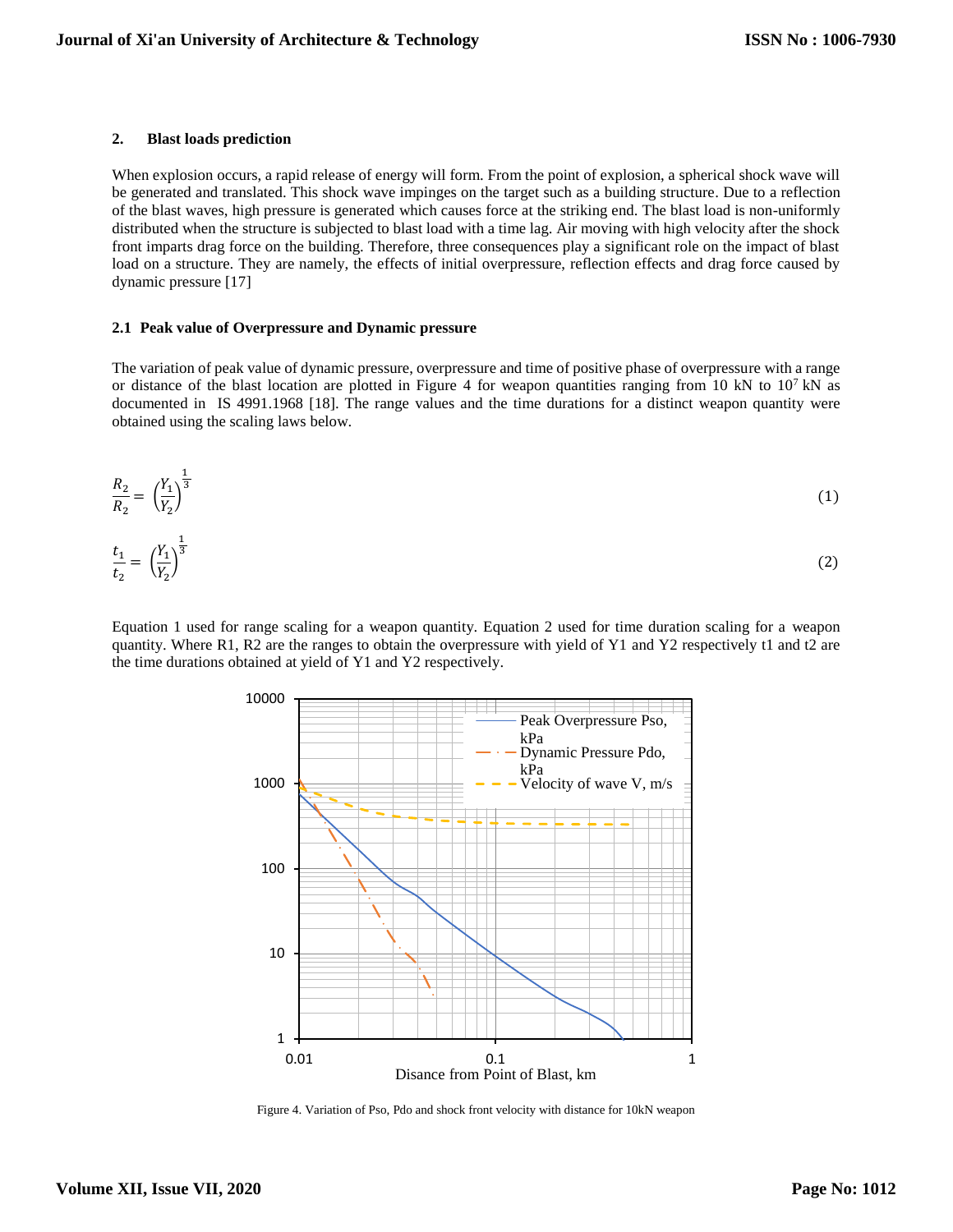## 2. Blast loads prediction

When explosion occurs, a rapid release of energy will form. From the point of explosion, a spherical shock wave will be generated and translated. This shock wave impinges on the target such as a building structure. Due to a reflection of the blast waves, high pressure is generated which causes force at the striking end. The blast load is non-uniformly distributed when the structure is subjected to blast load with a time lag. Air moving with high velocity after the shock front imparts drag force on the building. Therefore, three consequences play a significant role on the impact of blast load on a structure. They are namely, the effects of initial overpressure, reflection effects and drag force caused by dynamic pressure [17]

### 2.1 Peak value of Overpressure and Dynamic pressure

The variation of peak value of dynamic pressure, overpressure and time of positive phase of overpressure with a range or distance of the blast location are plotted in Figure 4 for weapon quantities ranging from 10 kN to $10^7$ kN as documented in IS 4991.1968 [18]. The range values and the time durations for a distinct weapon quantity were obtained using the scaling laws below.

$$\frac{R_2}{R_2} = \left(\frac{Y_1}{Y_2}\right)^{\frac{1}{3}} \tag{1}$$

$$\frac{t_1}{t_2} = \left(\frac{Y_1}{Y_2}\right)^{\frac{1}{3}} \tag{2}$$

Equation 1 used for range scaling for a weapon quantity. Equation 2 used for time duration scaling for a weapon quantity. Where R1, R2 are the ranges to obtain the overpressure with yield of Y1 and Y2 respectively t1 and t2 are the time durations obtained at yield of Y1 and Y2 respectively.

Figure 4. Variation of Pso, Pdo and shock front velocity with distance for 10kN weapon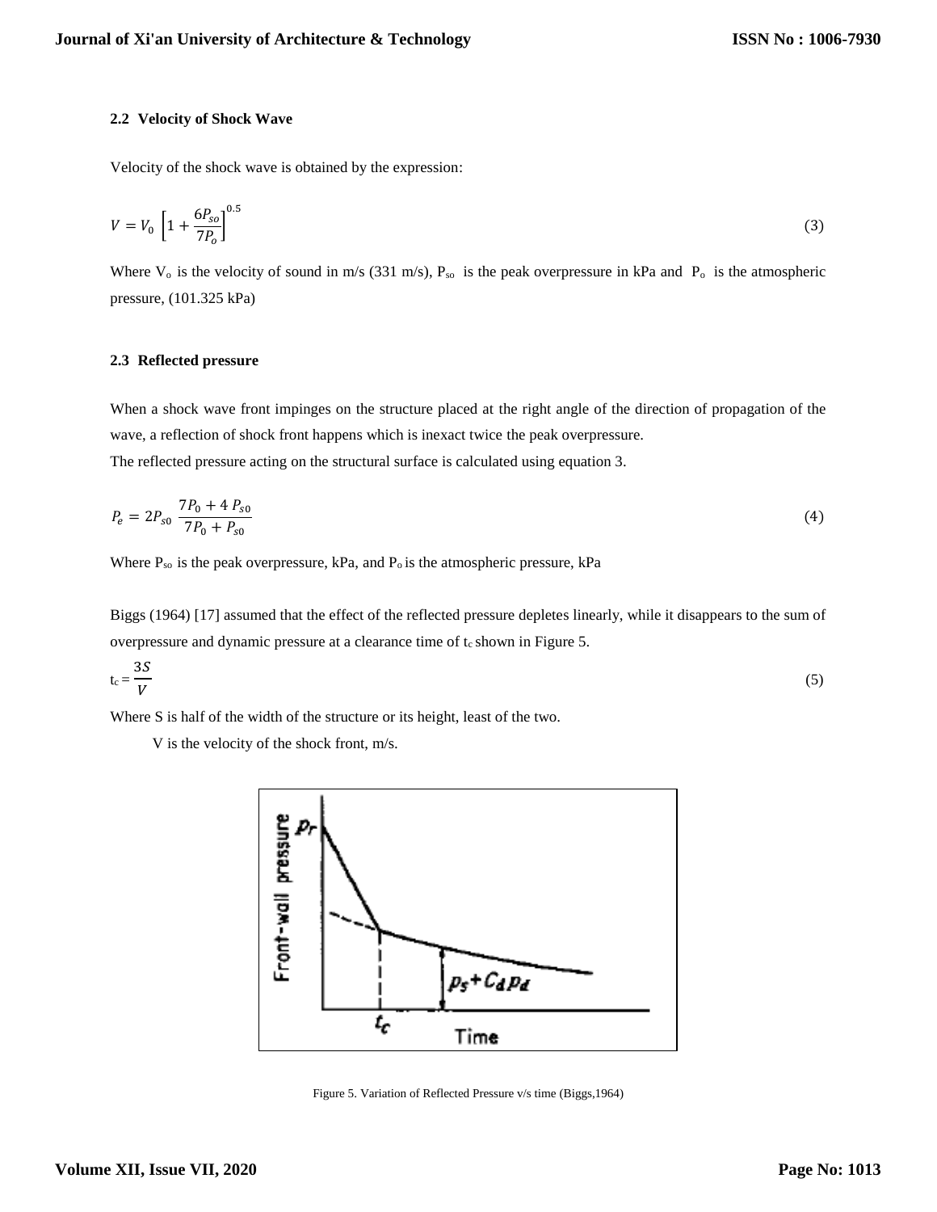### 2.2 Velocity of Shock Wave

Velocity of the shock wave is obtained by the expression:

$$V = V_0 \left[1 + \frac{6P_{so}}{7P_o}\right]^{0.5} \tag{3}$$

Where $V_o$ is the velocity of sound in m/s (331 m/s), $P_{so}$ is the peak overpressure in kPa and $P_o$ is the atmospheric pressure, (101.325 kPa)

### 2.3 Reflected pressure

When a shock wave front impinges on the structure placed at the right angle of the direction of propagation of the wave, a reflection of shock front happens which is inexact twice the peak overpressure.
The reflected pressure acting on the structural surface is calculated using equation 3.

$$P_e = 2P_{s0} \frac{7P_0 + 4\,P_{s0}}{7P_0 + P_{s0}} \tag{4}$$

Where $P_{so}$ is the peak overpressure, kPa, and $P_o$ is the atmospheric pressure, kPa

Biggs (1964) [17] assumed that the effect of the reflected pressure depletes linearly, while it disappears to the sum of overpressure and dynamic pressure at a clearance time of $t_c$ shown in Figure 5.

$$t_c = \frac{3S}{V} \tag{5}$$

Where S is half of the width of the structure or its height, least of the two.

V is the velocity of the shock front, m/s.

Figure 5. Variation of Reflected Pressure v/s time (Biggs,1964)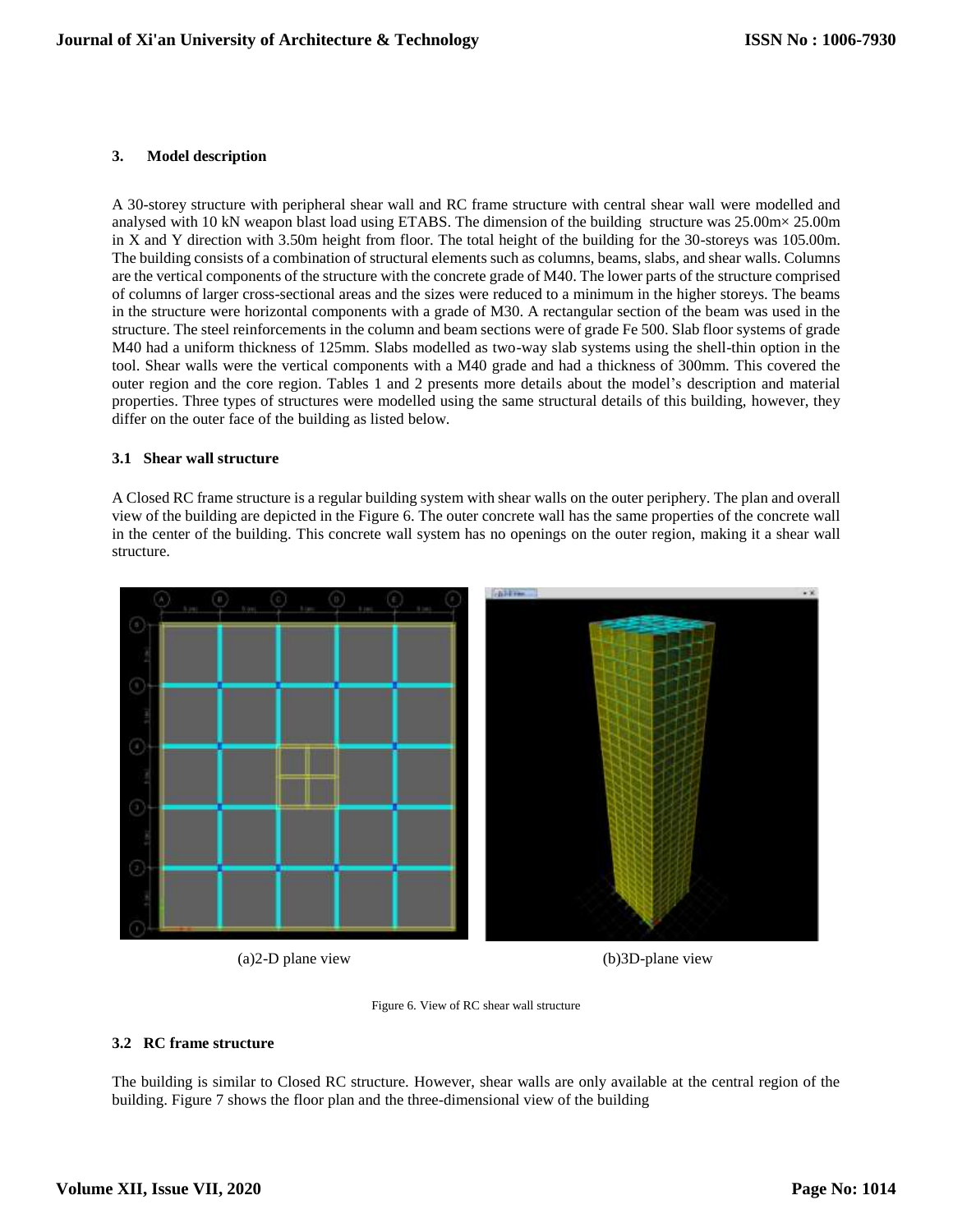### 3. Model description

A 30-storey structure with peripheral shear wall and RC frame structure with central shear wall were modelled and analysed with 10 kN weapon blast load using ETABS. The dimension of the building structure was 25.00m× 25.00m in X and Y direction with 3.50m height from floor. The total height of the building for the 30-storeys was 105.00m. The building consists of a combination of structural elements such as columns, beams, slabs, and shear walls. Columns are the vertical components of the structure with the concrete grade of M40. The lower parts of the structure comprised of columns of larger cross-sectional areas and the sizes were reduced to a minimum in the higher storeys. The beams in the structure were horizontal components with a grade of M30. A rectangular section of the beam was used in the structure. The steel reinforcements in the column and beam sections were of grade Fe 500. Slab floor systems of grade M40 had a uniform thickness of 125mm. Slabs modelled as two-way slab systems using the shell-thin option in the tool. Shear walls were the vertical components with a M40 grade and had a thickness of 300mm. This covered the outer region and the core region. Tables 1 and 2 presents more details about the model's description and material properties. Three types of structures were modelled using the same structural details of this building, however, they differ on the outer face of the building as listed below.

#### 3.1 Shear wall structure

A Closed RC frame structure is a regular building system with shear walls on the outer periphery. The plan and overall view of the building are depicted in the Figure 6. The outer concrete wall has the same properties of the concrete wall in the center of the building. This concrete wall system has no openings on the outer region, making it a shear wall structure.

(a)2-D plane view

(b)3D-plane view

Figure 6. View of RC shear wall structure

#### 3.2 RC frame structure

The building is similar to Closed RC structure. However, shear walls are only available at the central region of the building. Figure 7 shows the floor plan and the three-dimensional view of the building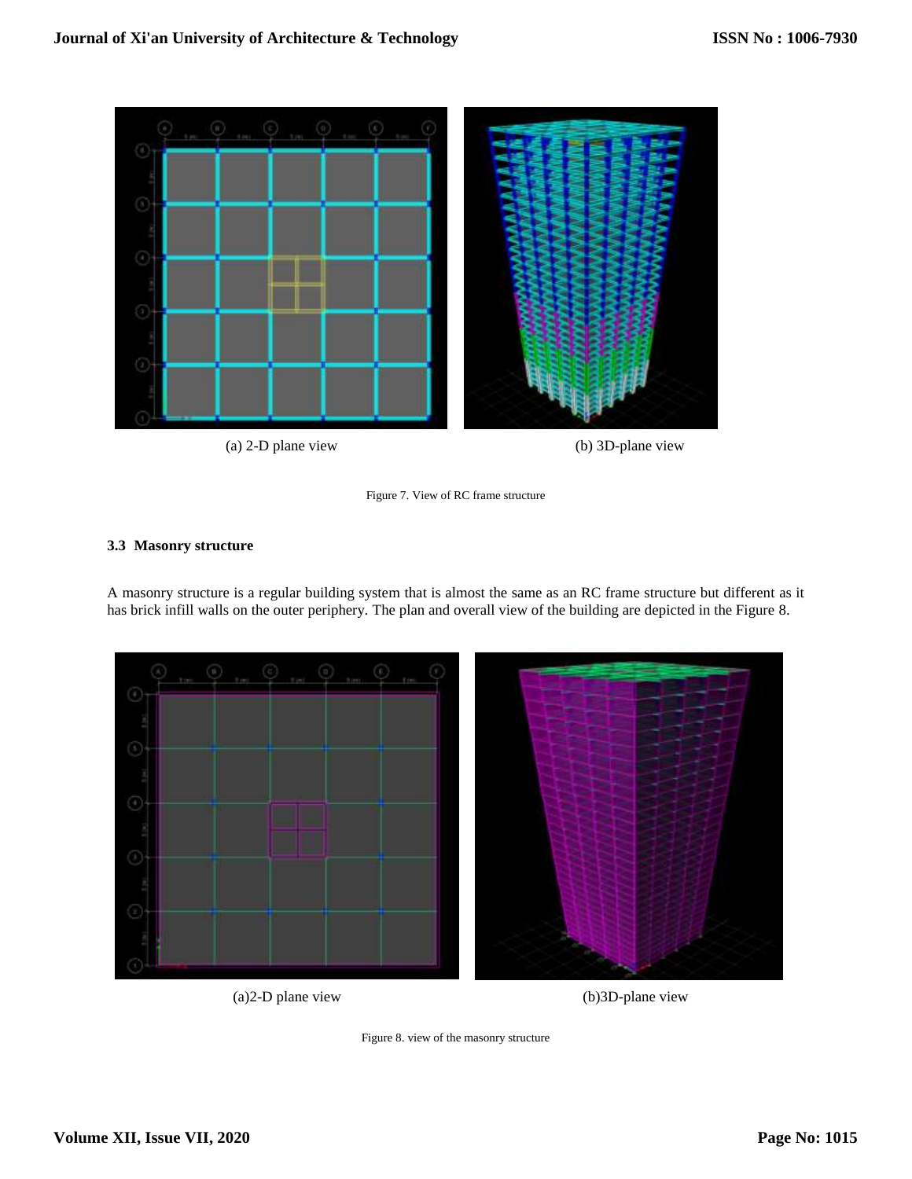(a) 2-D plane view

(b) 3D-plane view

Figure 7. View of RC frame structure

### 3.3 Masonry structure

A masonry structure is a regular building system that is almost the same as an RC frame structure but different as it has brick infill walls on the outer periphery. The plan and overall view of the building are depicted in the Figure 8.

(a)2-D plane view

(b)3D-plane view

Figure 8. view of the masonry structure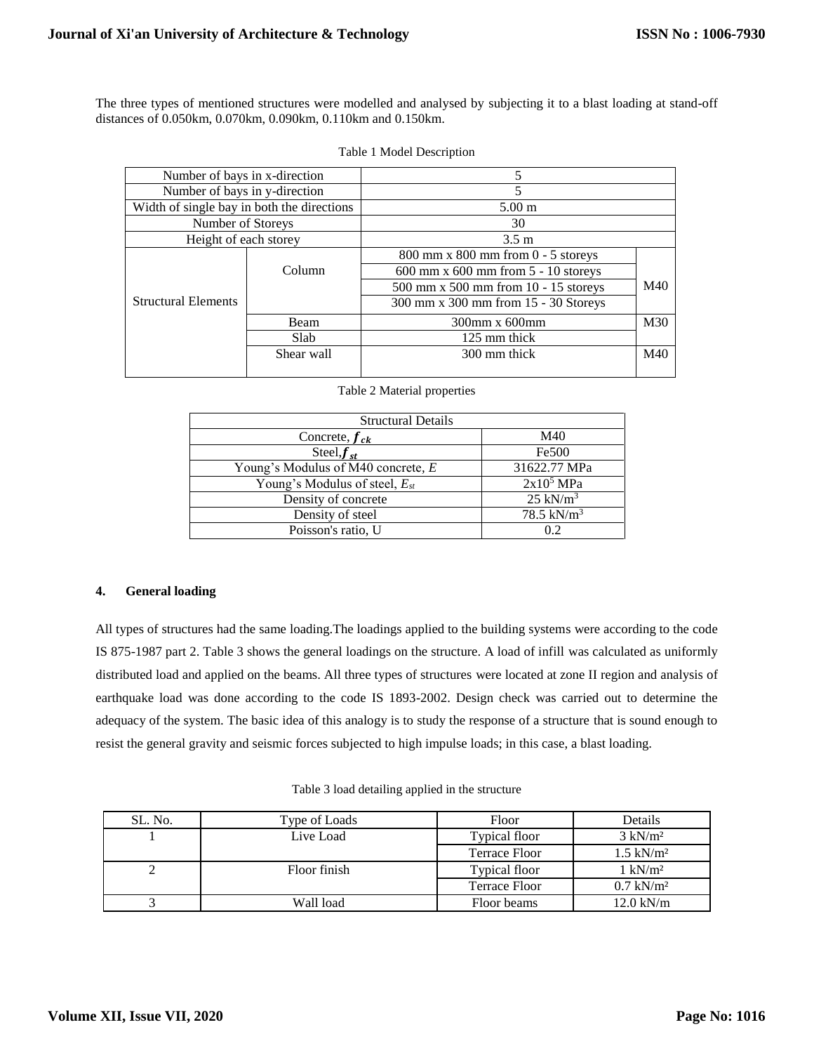The three types of mentioned structures were modelled and analysed by subjecting it to a blast loading at stand-off distances of 0.050km, 0.070km, 0.090km, 0.110km and 0.150km.

Table 1 Model Description

| Number of bays in x-direction | | 5 | |
|---|---|---|---|
| Number of bays in y-direction | | 5 | |
| Width of single bay in both the directions | | 5.00 m | |
| Number of Storeys | | 30 | |
| Height of each storey | | 3.5 m | |
| Structural Elements | Column | 800 mm x 800 mm from 0 - 5 storeys | M40 |
| | | 600 mm x 600 mm from 5 - 10 storeys | |
| | | 500 mm x 500 mm from 10 - 15 storeys | |
| | | 300 mm x 300 mm from 15 - 30 Storeys | |
| | Beam | 300mm x 600mm | M30 |
| | Slab | 125 mm thick | |
| | Shear wall | 300 mm thick | M40 |

Table 2 Material properties

| Structural Details | |
|---|---|
| Concrete, $f_{ck}$ | M40 |
| Steel, $f_{st}$ | Fe500 |
| Young's Modulus of M40 concrete, $E$ | 31622.77 MPa |
| Young's Modulus of steel, $E_{st}$ | $2x10^5$ MPa |
| Density of concrete | 25 $kN/m^3$ |
| Density of steel | 78.5 $kN/m^3$ |
| Poisson's ratio, U | 0.2 |

#### 4. General loading

All types of structures had the same loading.The loadings applied to the building systems were according to the code IS 875-1987 part 2. Table 3 shows the general loadings on the structure. A load of infill was calculated as uniformly distributed load and applied on the beams. All three types of structures were located at zone II region and analysis of earthquake load was done according to the code IS 1893-2002. Design check was carried out to determine the adequacy of the system. The basic idea of this analogy is to study the response of a structure that is sound enough to resist the general gravity and seismic forces subjected to high impulse loads; in this case, a blast loading.

Table 3 load detailing applied in the structure

| SL. No. | Type of Loads | Floor | Details |
|---|---|---|---|
| 1 | Live Load | Typical floor | 3 $kN/m^2$ |
| | | Terrace Floor | 1.5 $kN/m^2$ |
| 2 | Floor finish | Typical floor | 1 $kN/m^2$ |
| | | Terrace Floor | 0.7 $kN/m^2$ |
| 3 | Wall load | Floor beams | 12.0 kN/m |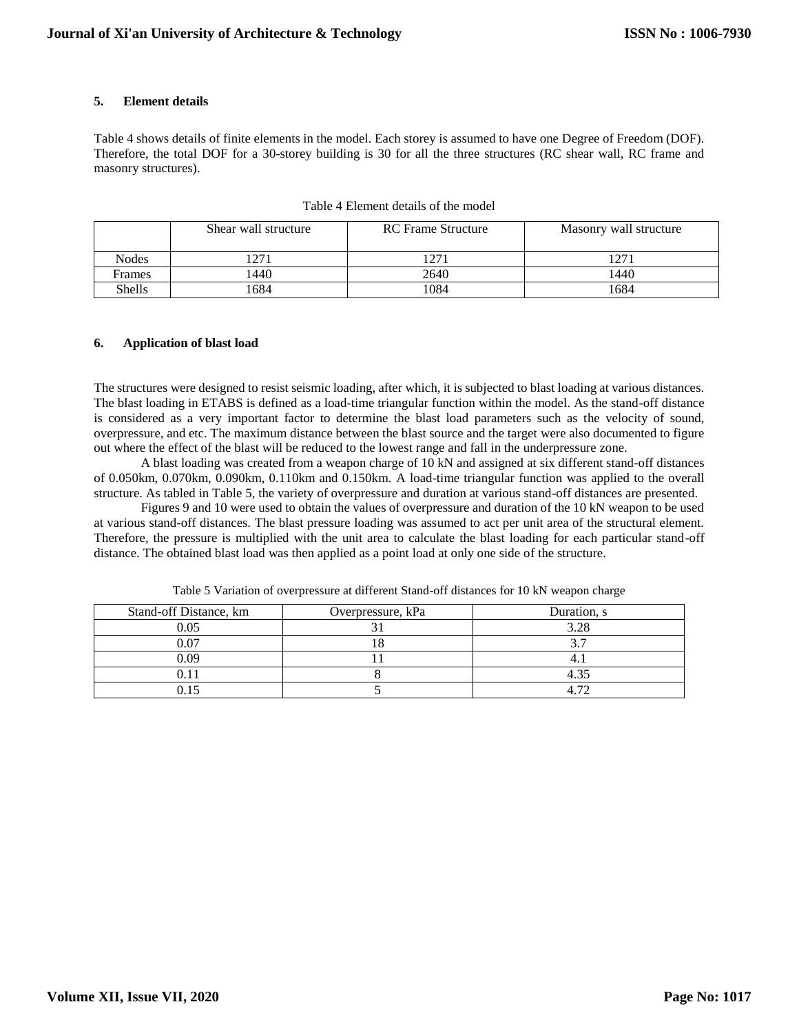## 5. Element details

Table 4 shows details of finite elements in the model. Each storey is assumed to have one Degree of Freedom (DOF). Therefore, the total DOF for a 30-storey building is 30 for all the three structures (RC shear wall, RC frame and masonry structures).

Table 4 Element details of the model

| | Shear wall structure | RC Frame Structure | Masonry wall structure |
|---|---|---|---|
| Nodes | 1271 | 1271 | 1271 |
| Frames | 1440 | 2640 | 1440 |
| Shells | 1684 | 1084 | 1684 |

## 6. Application of blast load

The structures were designed to resist seismic loading, after which, it is subjected to blast loading at various distances. The blast loading in ETABS is defined as a load-time triangular function within the model. As the stand-off distance is considered as a very important factor to determine the blast load parameters such as the velocity of sound, overpressure, and etc. The maximum distance between the blast source and the target were also documented to figure out where the effect of the blast will be reduced to the lowest range and fall in the underpressure zone.

A blast loading was created from a weapon charge of 10 kN and assigned at six different stand-off distances of 0.050km, 0.070km, 0.090km, 0.110km and 0.150km. A load-time triangular function was applied to the overall structure. As tabled in Table 5, the variety of overpressure and duration at various stand-off distances are presented.

Figures 9 and 10 were used to obtain the values of overpressure and duration of the 10 kN weapon to be used at various stand-off distances. The blast pressure loading was assumed to act per unit area of the structural element. Therefore, the pressure is multiplied with the unit area to calculate the blast loading for each particular stand-off distance. The obtained blast load was then applied as a point load at only one side of the structure.

Table 5 Variation of overpressure at different Stand-off distances for 10 kN weapon charge

| Stand-off Distance, km | Overpressure, kPa | Duration, s |
|---|---|---|
| 0.05 | 31 | 3.28 |
| 0.07 | 18 | 3.7 |
| 0.09 | 11 | 4.1 |
| 0.11 | 8 | 4.35 |
| 0.15 | 5 | 4.72 |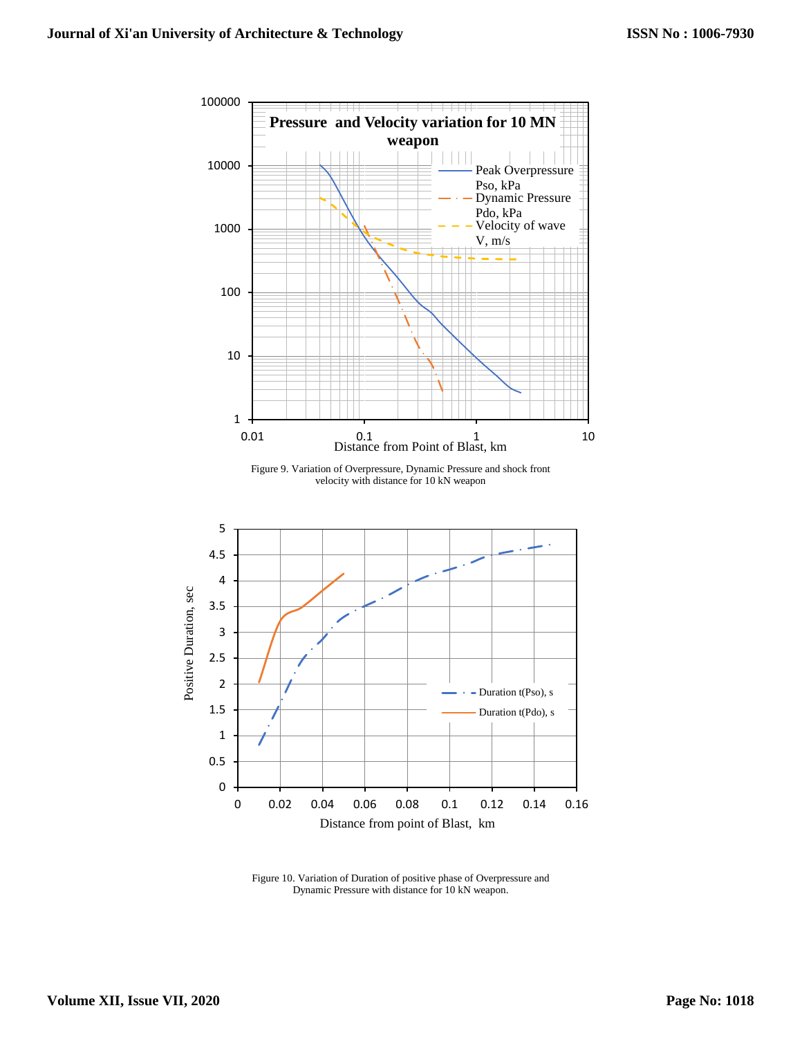Figure 9. Variation of Overpressure, Dynamic Pressure and shock front velocity with distance for 10 kN weapon

Figure 10. Variation of Duration of positive phase of Overpressure and Dynamic Pressure with distance for 10 kN weapon.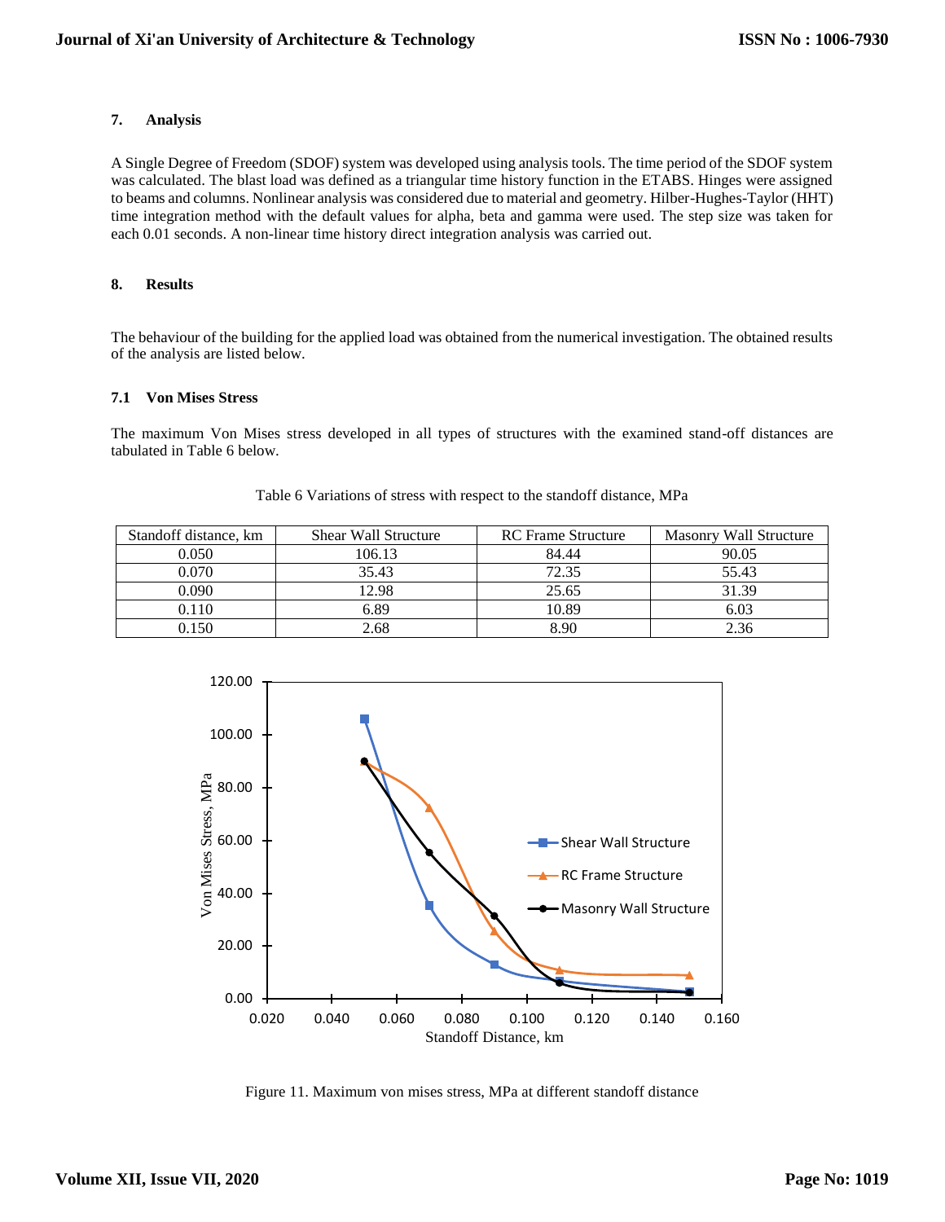## 7. Analysis

A Single Degree of Freedom (SDOF) system was developed using analysis tools. The time period of the SDOF system was calculated. The blast load was defined as a triangular time history function in the ETABS. Hinges were assigned to beams and columns. Nonlinear analysis was considered due to material and geometry. Hilber-Hughes-Taylor (HHT) time integration method with the default values for alpha, beta and gamma were used. The step size was taken for each 0.01 seconds. A non-linear time history direct integration analysis was carried out.

## 8. Results

The behaviour of the building for the applied load was obtained from the numerical investigation. The obtained results of the analysis are listed below.

### 7.1 Von Mises Stress

The maximum Von Mises stress developed in all types of structures with the examined stand-off distances are tabulated in Table 6 below.

Table 6 Variations of stress with respect to the standoff distance, MPa

| Standoff distance, km | Shear Wall Structure | RC Frame Structure | Masonry Wall Structure |
|---|---|---|---|
| 0.050 | 106.13 | 84.44 | 90.05 |
| 0.070 | 35.43 | 72.35 | 55.43 |
| 0.090 | 12.98 | 25.65 | 31.39 |
| 0.110 | 6.89 | 10.89 | 6.03 |
| 0.150 | 2.68 | 8.90 | 2.36 |

Figure 11. Maximum von mises stress, MPa at different standoff distance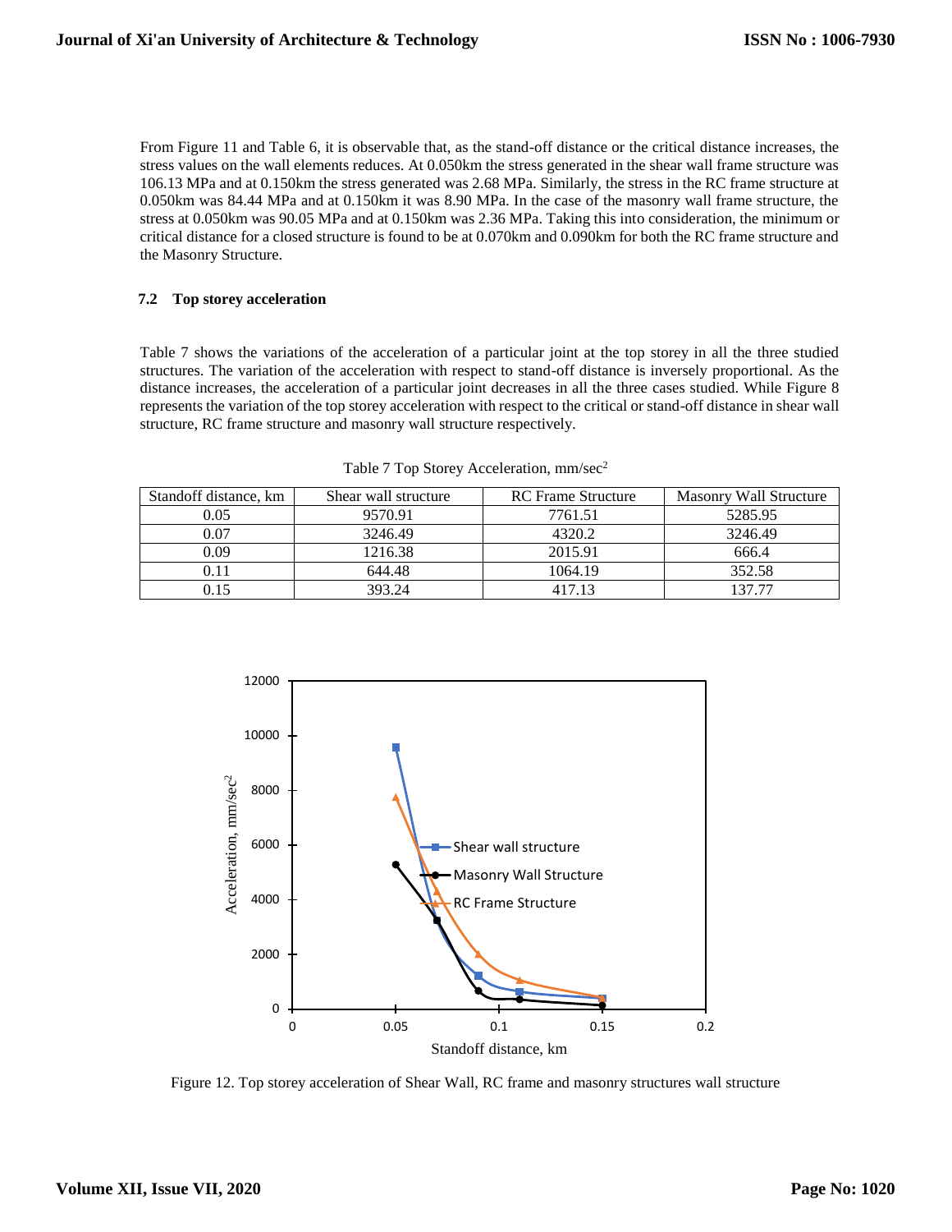From Figure 11 and Table 6, it is observable that, as the stand-off distance or the critical distance increases, the stress values on the wall elements reduces. At 0.050km the stress generated in the shear wall frame structure was 106.13 MPa and at 0.150km the stress generated was 2.68 MPa. Similarly, the stress in the RC frame structure at 0.050km was 84.44 MPa and at 0.150km it was 8.90 MPa. In the case of the masonry wall frame structure, the stress at 0.050km was 90.05 MPa and at 0.150km was 2.36 MPa. Taking this into consideration, the minimum or critical distance for a closed structure is found to be at 0.070km and 0.090km for both the RC frame structure and the Masonry Structure.

## 7.2 Top storey acceleration

Table 7 shows the variations of the acceleration of a particular joint at the top storey in all the three studied structures. The variation of the acceleration with respect to stand-off distance is inversely proportional. As the distance increases, the acceleration of a particular joint decreases in all the three cases studied. While Figure 8 represents the variation of the top storey acceleration with respect to the critical or stand-off distance in shear wall structure, RC frame structure and masonry wall structure respectively.

Table 7 Top Storey Acceleration, mm/sec$^2$

| Standoff distance, km | Shear wall structure | RC Frame Structure | Masonry Wall Structure |
|---|---|---|---|
| 0.05 | 9570.91 | 7761.51 | 5285.95 |
| 0.07 | 3246.49 | 4320.2 | 3246.49 |
| 0.09 | 1216.38 | 2015.91 | 666.4 |
| 0.11 | 644.48 | 1064.19 | 352.58 |
| 0.15 | 393.24 | 417.13 | 137.77 |

Figure 12. Top storey acceleration of Shear Wall, RC frame and masonry structures wall structure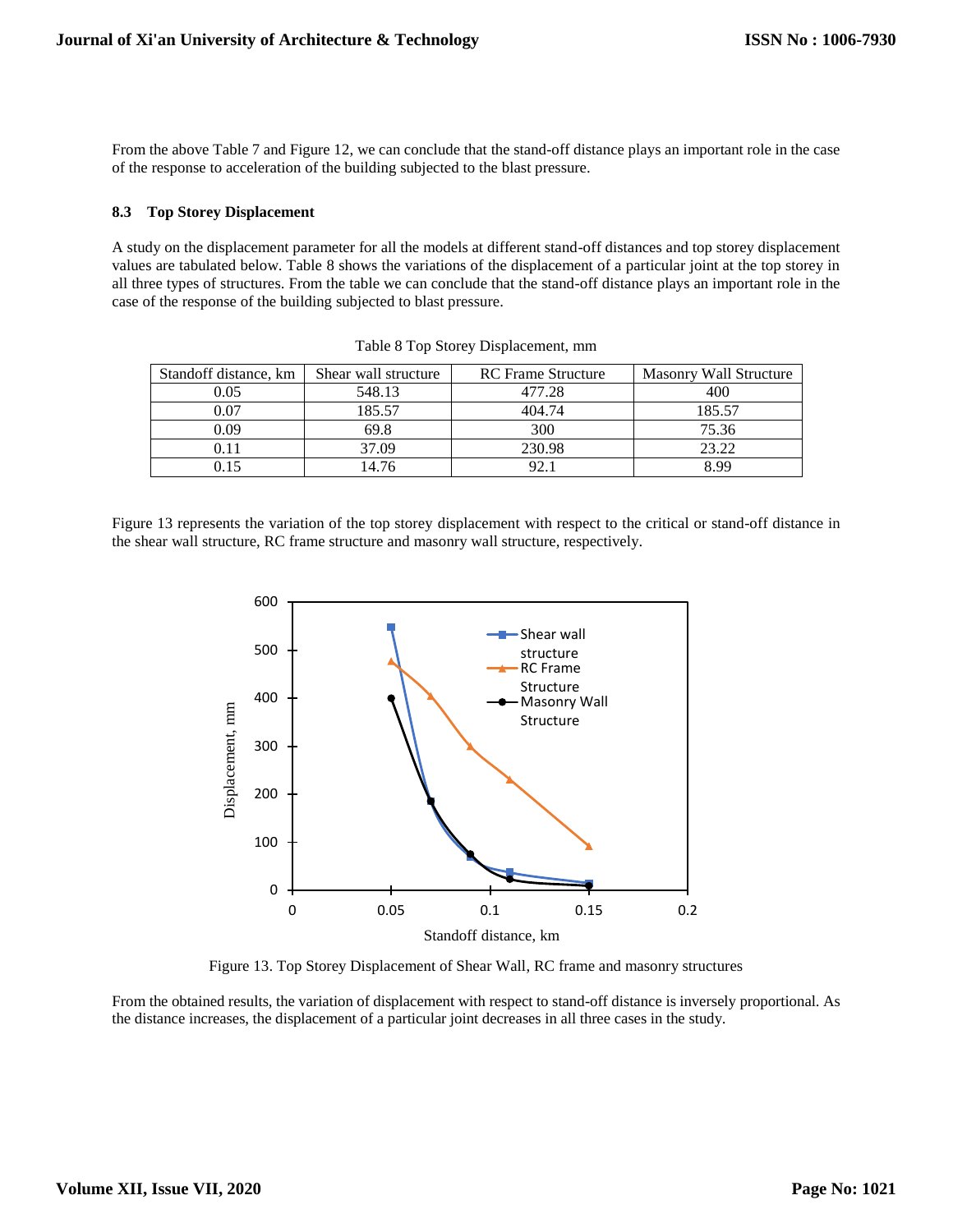From the above Table 7 and Figure 12, we can conclude that the stand-off distance plays an important role in the case of the response to acceleration of the building subjected to the blast pressure.

### 8.3 Top Storey Displacement

A study on the displacement parameter for all the models at different stand-off distances and top storey displacement values are tabulated below. Table 8 shows the variations of the displacement of a particular joint at the top storey in all three types of structures. From the table we can conclude that the stand-off distance plays an important role in the case of the response of the building subjected to blast pressure.

Table 8 Top Storey Displacement, mm

| Standoff distance, km | Shear wall structure | RC Frame Structure | Masonry Wall Structure |
|---|---|---|---|
| 0.05 | 548.13 | 477.28 | 400 |
| 0.07 | 185.57 | 404.74 | 185.57 |
| 0.09 | 69.8 | 300 | 75.36 |
| 0.11 | 37.09 | 230.98 | 23.22 |
| 0.15 | 14.76 | 92.1 | 8.99 |

Figure 13 represents the variation of the top storey displacement with respect to the critical or stand-off distance in the shear wall structure, RC frame structure and masonry wall structure, respectively.

Figure 13. Top Storey Displacement of Shear Wall, RC frame and masonry structures

From the obtained results, the variation of displacement with respect to stand-off distance is inversely proportional. As the distance increases, the displacement of a particular joint decreases in all three cases in the study.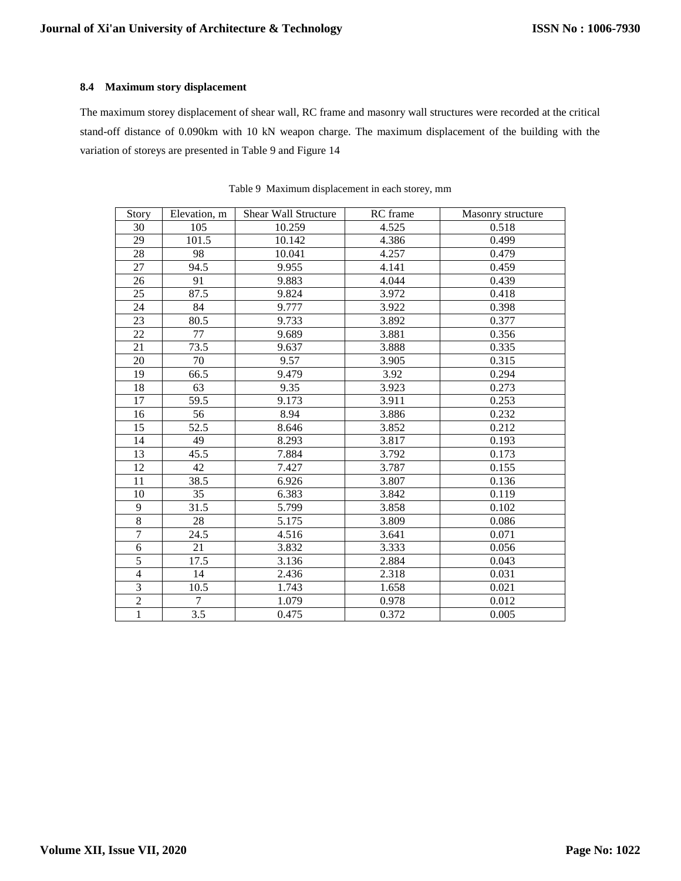### 8.4 Maximum story displacement

The maximum storey displacement of shear wall, RC frame and masonry wall structures were recorded at the critical stand-off distance of 0.090km with 10 kN weapon charge. The maximum displacement of the building with the variation of storeys are presented in Table 9 and Figure 14

Table 9 Maximum displacement in each storey, mm

| Story | Elevation, m | Shear Wall Structure | RC frame | Masonry structure |
|---|---|---|---|---|
| 30 | 105 | 10.259 | 4.525 | 0.518 |
| 29 | 101.5 | 10.142 | 4.386 | 0.499 |
| 28 | 98 | 10.041 | 4.257 | 0.479 |
| 27 | 94.5 | 9.955 | 4.141 | 0.459 |
| 26 | 91 | 9.883 | 4.044 | 0.439 |
| 25 | 87.5 | 9.824 | 3.972 | 0.418 |
| 24 | 84 | 9.777 | 3.922 | 0.398 |
| 23 | 80.5 | 9.733 | 3.892 | 0.377 |
| 22 | 77 | 9.689 | 3.881 | 0.356 |
| 21 | 73.5 | 9.637 | 3.888 | 0.335 |
| 20 | 70 | 9.57 | 3.905 | 0.315 |
| 19 | 66.5 | 9.479 | 3.92 | 0.294 |
| 18 | 63 | 9.35 | 3.923 | 0.273 |
| 17 | 59.5 | 9.173 | 3.911 | 0.253 |
| 16 | 56 | 8.94 | 3.886 | 0.232 |
| 15 | 52.5 | 8.646 | 3.852 | 0.212 |
| 14 | 49 | 8.293 | 3.817 | 0.193 |
| 13 | 45.5 | 7.884 | 3.792 | 0.173 |
| 12 | 42 | 7.427 | 3.787 | 0.155 |
| 11 | 38.5 | 6.926 | 3.807 | 0.136 |
| 10 | 35 | 6.383 | 3.842 | 0.119 |
| 9 | 31.5 | 5.799 | 3.858 | 0.102 |
| 8 | 28 | 5.175 | 3.809 | 0.086 |
| 7 | 24.5 | 4.516 | 3.641 | 0.071 |
| 6 | 21 | 3.832 | 3.333 | 0.056 |
| 5 | 17.5 | 3.136 | 2.884 | 0.043 |
| 4 | 14 | 2.436 | 2.318 | 0.031 |
| 3 | 10.5 | 1.743 | 1.658 | 0.021 |
| 2 | 7 | 1.079 | 0.978 | 0.012 |
| 1 | 3.5 | 0.475 | 0.372 | 0.005 |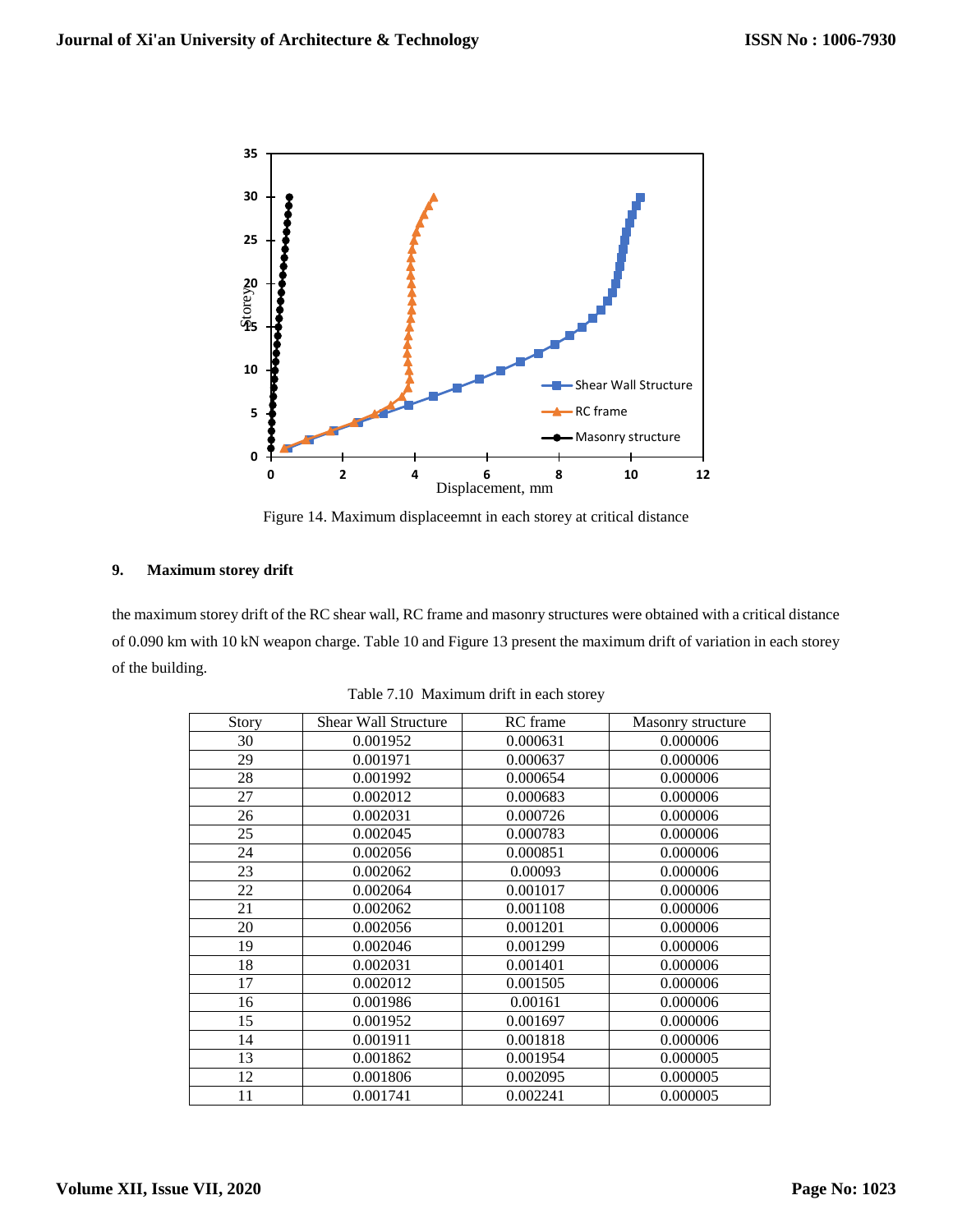Figure 14. Maximum displaceemnt in each storey at critical distance

## 9. Maximum storey drift

the maximum storey drift of the RC shear wall, RC frame and masonry structures were obtained with a critical distance of 0.090 km with 10 kN weapon charge. Table 10 and Figure 13 present the maximum drift of variation in each storey of the building.

Table 7.10 Maximum drift in each storey

| Story | Shear Wall Structure | RC frame | Masonry structure |
|---|---|---|---|
| 30 | 0.001952 | 0.000631 | 0.000006 |
| 29 | 0.001971 | 0.000637 | 0.000006 |
| 28 | 0.001992 | 0.000654 | 0.000006 |
| 27 | 0.002012 | 0.000683 | 0.000006 |
| 26 | 0.002031 | 0.000726 | 0.000006 |
| 25 | 0.002045 | 0.000783 | 0.000006 |
| 24 | 0.002056 | 0.000851 | 0.000006 |
| 23 | 0.002062 | 0.00093 | 0.000006 |
| 22 | 0.002064 | 0.001017 | 0.000006 |
| 21 | 0.002062 | 0.001108 | 0.000006 |
| 20 | 0.002056 | 0.001201 | 0.000006 |
| 19 | 0.002046 | 0.001299 | 0.000006 |
| 18 | 0.002031 | 0.001401 | 0.000006 |
| 17 | 0.002012 | 0.001505 | 0.000006 |
| 16 | 0.001986 | 0.00161 | 0.000006 |
| 15 | 0.001952 | 0.001697 | 0.000006 |
| 14 | 0.001911 | 0.001818 | 0.000006 |
| 13 | 0.001862 | 0.001954 | 0.000005 |
| 12 | 0.001806 | 0.002095 | 0.000005 |
| 11 | 0.001741 | 0.002241 | 0.000005 |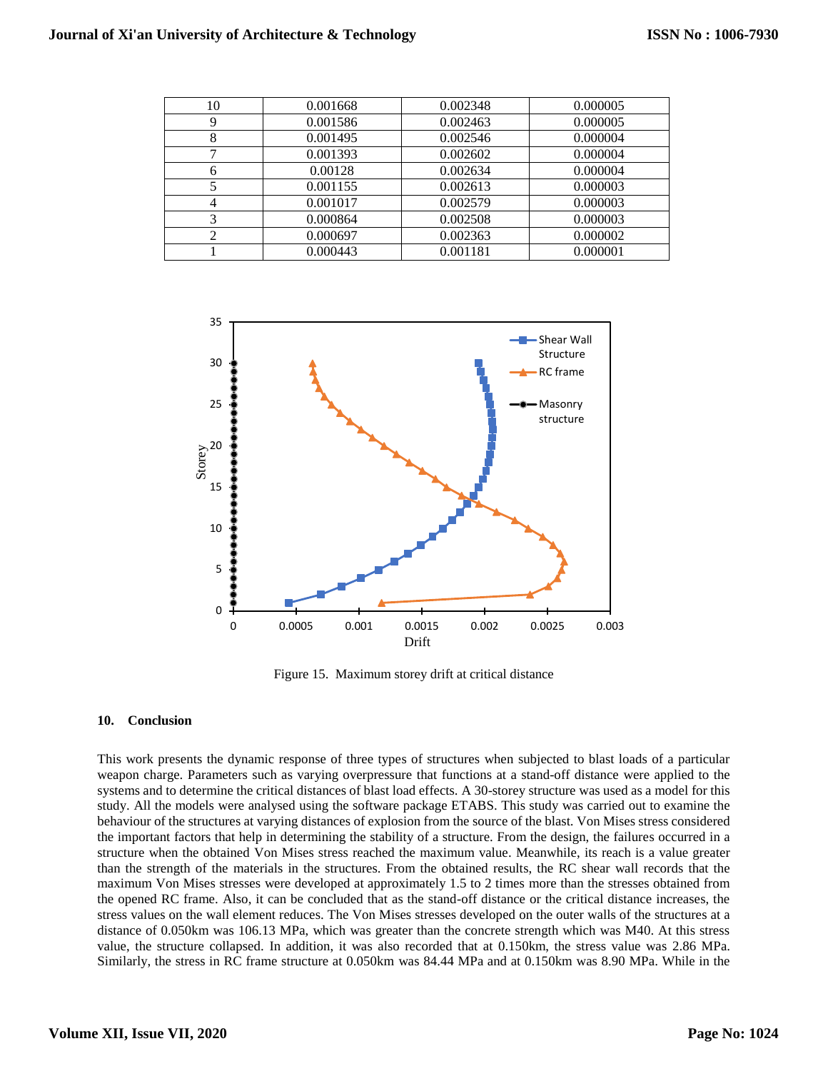| 10 | 0.001668 | 0.002348 | 0.000005 |
|---|---|---|---|
| 9 | 0.001586 | 0.002463 | 0.000005 |
| 8 | 0.001495 | 0.002546 | 0.000004 |
| 7 | 0.001393 | 0.002602 | 0.000004 |
| 6 | 0.00128 | 0.002634 | 0.000004 |
| 5 | 0.001155 | 0.002613 | 0.000003 |
| 4 | 0.001017 | 0.002579 | 0.000003 |
| 3 | 0.000864 | 0.002508 | 0.000003 |
| 2 | 0.000697 | 0.002363 | 0.000002 |
| 1 | 0.000443 | 0.001181 | 0.000001 |

Figure 15. Maximum storey drift at critical distance

## 10. Conclusion

This work presents the dynamic response of three types of structures when subjected to blast loads of a particular weapon charge. Parameters such as varying overpressure that functions at a stand-off distance were applied to the systems and to determine the critical distances of blast load effects. A 30-storey structure was used as a model for this study. All the models were analysed using the software package ETABS. This study was carried out to examine the behaviour of the structures at varying distances of explosion from the source of the blast. Von Mises stress considered the important factors that help in determining the stability of a structure. From the design, the failures occurred in a structure when the obtained Von Mises stress reached the maximum value. Meanwhile, its reach is a value greater than the strength of the materials in the structures. From the obtained results, the RC shear wall records that the maximum Von Mises stresses were developed at approximately 1.5 to 2 times more than the stresses obtained from the opened RC frame. Also, it can be concluded that as the stand-off distance or the critical distance increases, the stress values on the wall element reduces. The Von Mises stresses developed on the outer walls of the structures at a distance of 0.050km was 106.13 MPa, which was greater than the concrete strength which was M40. At this stress value, the structure collapsed. In addition, it was also recorded that at 0.150km, the stress value was 2.86 MPa. Similarly, the stress in RC frame structure at 0.050km was 84.44 MPa and at 0.150km was 8.90 MPa. While in the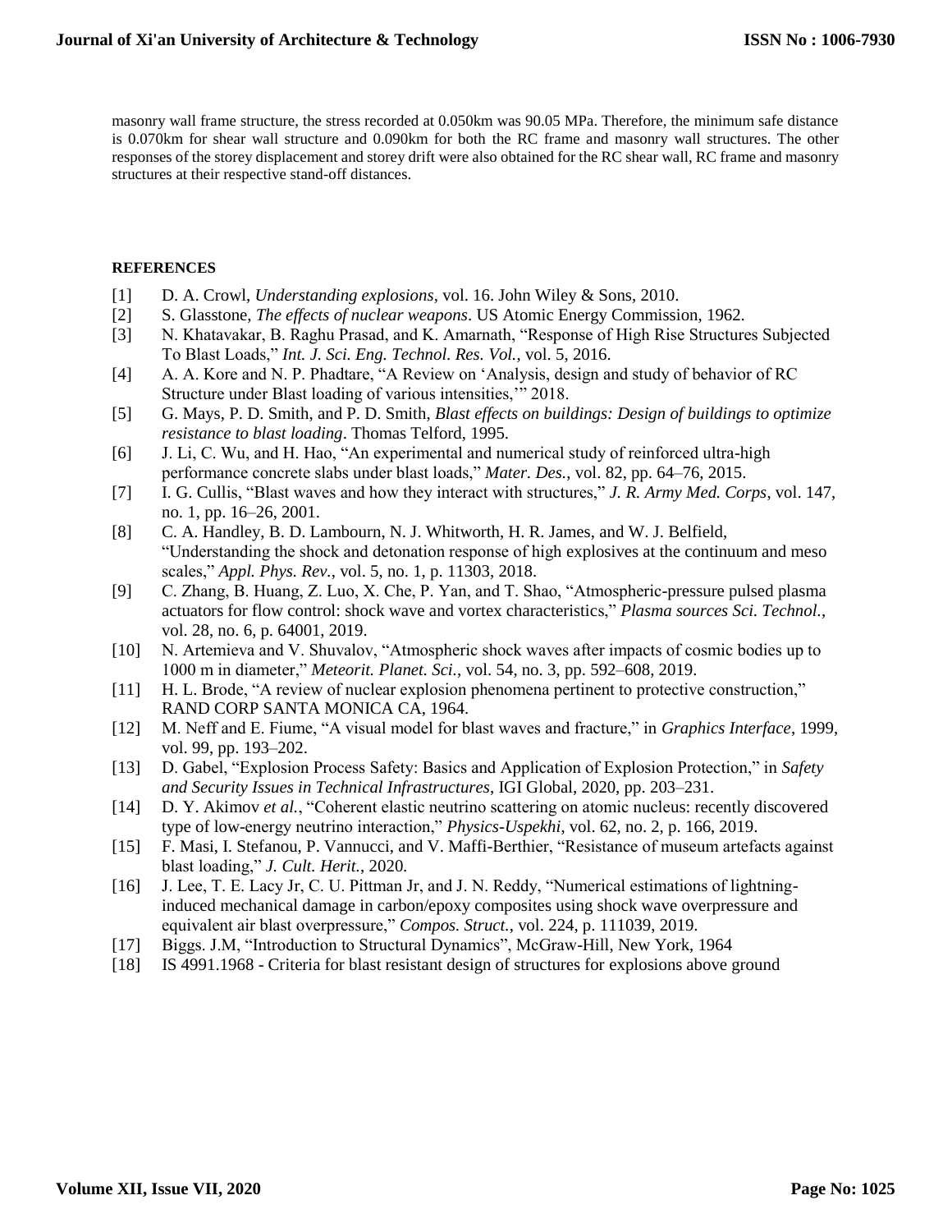masonry wall frame structure, the stress recorded at 0.050km was 90.05 MPa. Therefore, the minimum safe distance is 0.070km for shear wall structure and 0.090km for both the RC frame and masonry wall structures. The other responses of the storey displacement and storey drift were also obtained for the RC shear wall, RC frame and masonry structures at their respective stand-off distances.

**REFERENCES**

[1] D. A. Crowl, *Understanding explosions*, vol. 16. John Wiley & Sons, 2010.

[2] S. Glasstone, *The effects of nuclear weapons*. US Atomic Energy Commission, 1962.

[3] N. Khatavakar, B. Raghu Prasad, and K. Amarnath, "Response of High Rise Structures Subjected To Blast Loads," *Int. J. Sci. Eng. Technol. Res. Vol.*, vol. 5, 2016.

[4] A. A. Kore and N. P. Phadtare, "A Review on 'Analysis, design and study of behavior of RC Structure under Blast loading of various intensities,'" 2018.

[5] G. Mays, P. D. Smith, and P. D. Smith, *Blast effects on buildings: Design of buildings to optimize resistance to blast loading*. Thomas Telford, 1995.

[6] J. Li, C. Wu, and H. Hao, "An experimental and numerical study of reinforced ultra-high performance concrete slabs under blast loads," *Mater. Des.*, vol. 82, pp. 64–76, 2015.

[7] I. G. Cullis, "Blast waves and how they interact with structures," *J. R. Army Med. Corps*, vol. 147, no. 1, pp. 16–26, 2001.

[8] C. A. Handley, B. D. Lambourn, N. J. Whitworth, H. R. James, and W. J. Belfield, "Understanding the shock and detonation response of high explosives at the continuum and meso scales," *Appl. Phys. Rev.*, vol. 5, no. 1, p. 11303, 2018.

[9] C. Zhang, B. Huang, Z. Luo, X. Che, P. Yan, and T. Shao, "Atmospheric-pressure pulsed plasma actuators for flow control: shock wave and vortex characteristics," *Plasma sources Sci. Technol.*, vol. 28, no. 6, p. 64001, 2019.

[10] N. Artemieva and V. Shuvalov, "Atmospheric shock waves after impacts of cosmic bodies up to 1000 m in diameter," *Meteorit. Planet. Sci.*, vol. 54, no. 3, pp. 592–608, 2019.

[11] H. L. Brode, "A review of nuclear explosion phenomena pertinent to protective construction," RAND CORP SANTA MONICA CA, 1964.

[12] M. Neff and E. Fiume, "A visual model for blast waves and fracture," in *Graphics Interface*, 1999, vol. 99, pp. 193–202.

[13] D. Gabel, "Explosion Process Safety: Basics and Application of Explosion Protection," in *Safety and Security Issues in Technical Infrastructures*, IGI Global, 2020, pp. 203–231.

[14] D. Y. Akimov *et al.*, "Coherent elastic neutrino scattering on atomic nucleus: recently discovered type of low-energy neutrino interaction," *Physics-Uspekhi*, vol. 62, no. 2, p. 166, 2019.

[15] F. Masi, I. Stefanou, P. Vannucci, and V. Maffi-Berthier, "Resistance of museum artefacts against blast loading," *J. Cult. Herit.*, 2020.

[16] J. Lee, T. E. Lacy Jr, C. U. Pittman Jr, and J. N. Reddy, "Numerical estimations of lightning-induced mechanical damage in carbon/epoxy composites using shock wave overpressure and equivalent air blast overpressure," *Compos. Struct.*, vol. 224, p. 111039, 2019.

[17] Biggs. J.M, "Introduction to Structural Dynamics", McGraw-Hill, New York, 1964

[18] IS 4991.1968 - Criteria for blast resistant design of structures for explosions above ground